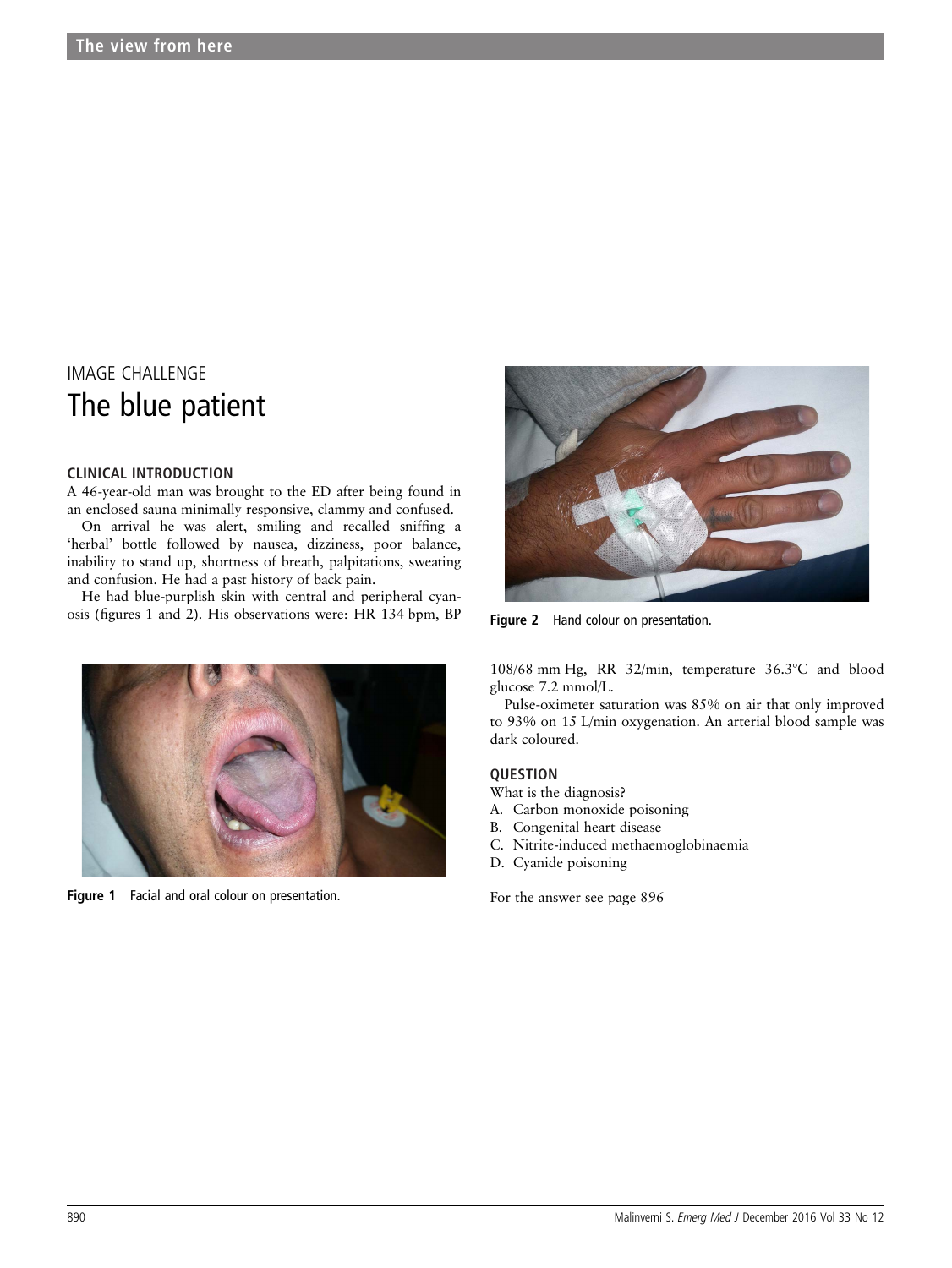# IMAGE CHALLENGE

## The blue patient

### CLINICAL INTRODUCTION

A 46-year-old man was brought to the ED after being found in an enclosed sauna minimally responsive, clammy and confused.

On arrival he was alert, smiling and recalled sniffing a 'herbal' bottle followed by nausea, dizziness, poor balance, inability to stand up, shortness of breath, palpitations, sweating and confusion. He had a past history of back pain.

He had blue-purplish skin with central and peripheral cyanosis (figures 1 and 2). His observations were: HR 134 bpm, BP 108/68 mm Hg, RR 32/min, temperature 36.3°C and blood glucose 7.2 mmol/L.

Figure 1 Facial and oral colour on presentation.

Figure 2 Hand colour on presentation.

Pulse-oximeter saturation was 85% on air that only improved to 93% on 15 L/min oxygenation. An arterial blood sample was dark coloured.

### QUESTION

What is the diagnosis?

A. Carbon monoxide poisoning
B. Congenital heart disease
C. Nitrite-induced methaemoglobinaemia
D. Cyanide poisoning

For the answer see page 896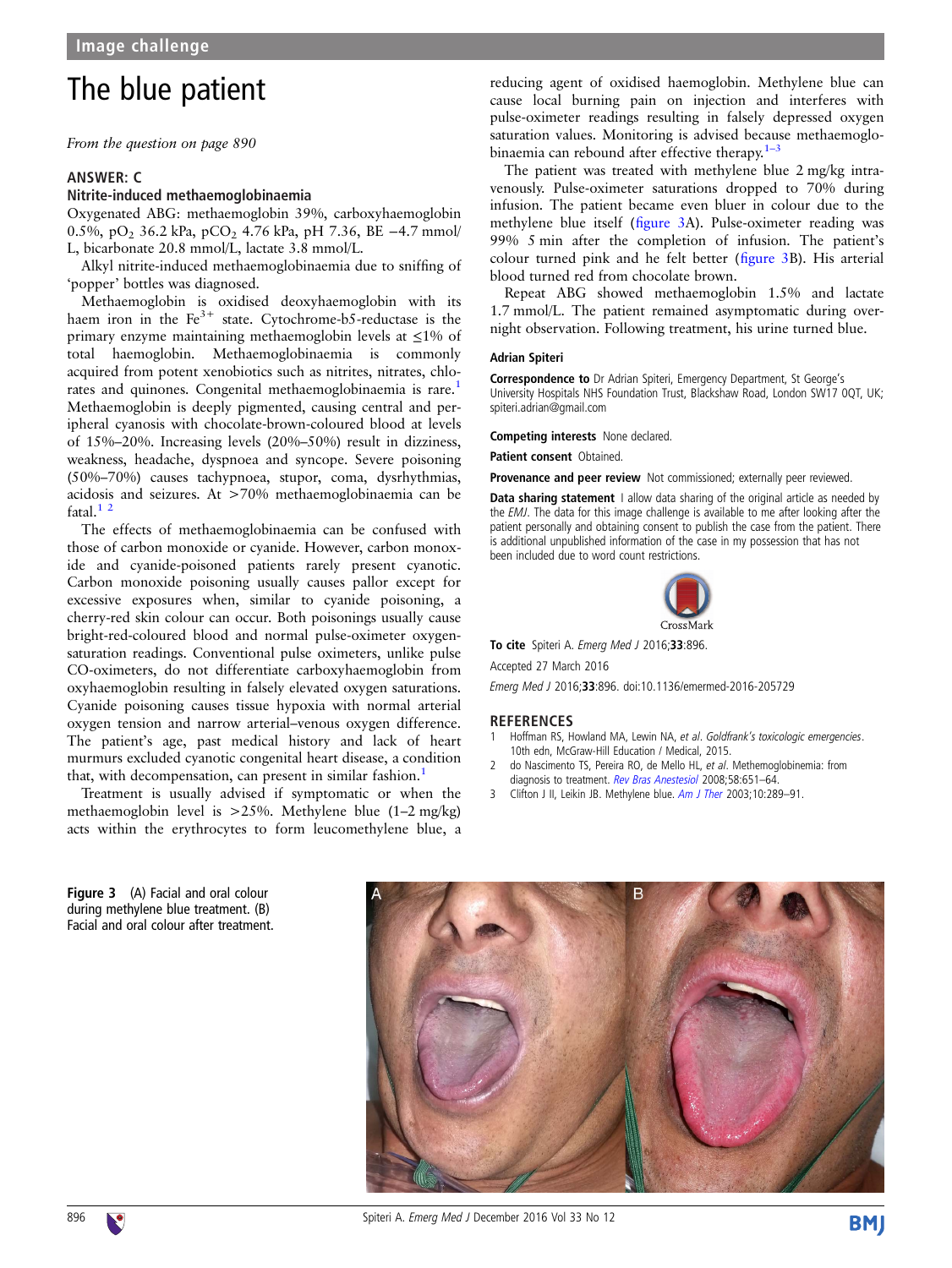# The blue patient

*From the question on page 890*

## ANSWER: C

### Nitrite-induced methaemoglobinaemia

Oxygenated ABG: methaemoglobin 39%, carboxyhaemoglobin 0.5%, $pO_2$ 36.2 kPa, $pCO_2$ 4.76 kPa, pH 7.36, BE −4.7 mmol/L, bicarbonate 20.8 mmol/L, lactate 3.8 mmol/L.

Alkyl nitrite-induced methaemoglobinaemia due to sniffing of 'popper' bottles was diagnosed.

Methaemoglobin is oxidised deoxyhaemoglobin with its haem iron in the $Fe^{3+}$ state. Cytochrome-b5-reductase is the primary enzyme maintaining methaemoglobin levels at ≤1% of total haemoglobin. Methaemoglobinaemia is commonly acquired from potent xenobiotics such as nitrites, nitrates, chlorates and quinones. Congenital methaemoglobinaemia is rare.[1] Methaemoglobin is deeply pigmented, causing central and peripheral cyanosis with chocolate-brown-coloured blood at levels of 15%–20%. Increasing levels (20%–50%) result in dizziness, weakness, headache, dyspnoea and syncope. Severe poisoning (50%–70%) causes tachypnoea, stupor, coma, dysrhythmias, acidosis and seizures. At >70% methaemoglobinaemia can be fatal.[1 2]

The effects of methaemoglobinaemia can be confused with those of carbon monoxide or cyanide. However, carbon monoxide and cyanide-poisoned patients rarely present cyanotic. Carbon monoxide poisoning usually causes pallor except for excessive exposures when, similar to cyanide poisoning, a cherry-red skin colour can occur. Both poisonings usually cause bright-red-coloured blood and normal pulse-oximeter oxygen-saturation readings. Conventional pulse oximeters, unlike pulse CO-oximeters, do not differentiate carboxyhaemoglobin from oxyhaemoglobin resulting in falsely elevated oxygen saturations. Cyanide poisoning causes tissue hypoxia with normal arterial oxygen tension and narrow arterial–venous oxygen difference. The patient's age, past medical history and lack of heart murmurs excluded cyanotic congenital heart disease, a condition that, with decompensation, can present in similar fashion.[1]

Treatment is usually advised if symptomatic or when the methaemoglobin level is >25%. Methylene blue (1–2 mg/kg) acts within the erythrocytes to form leucomethylene blue, a reducing agent of oxidised haemoglobin. Methylene blue can cause local burning pain on injection and interferes with pulse-oximeter readings resulting in falsely depressed oxygen saturation values. Monitoring is advised because methaemoglobinaemia can rebound after effective therapy.[1–3]

The patient was treated with methylene blue 2 mg/kg intravenously. Pulse-oximeter saturations dropped to 70% during infusion. The patient became even bluer in colour due to the methylene blue itself (figure 3A). Pulse-oximeter reading was 99% 5 min after the completion of infusion. The patient's colour turned pink and he felt better (figure 3B). His arterial blood turned red from chocolate brown.

Repeat ABG showed methaemoglobin 1.5% and lactate 1.7 mmol/L. The patient remained asymptomatic during overnight observation. Following treatment, his urine turned blue.

**Adrian Spiteri**

**Correspondence to** Dr Adrian Spiteri, Emergency Department, St George's University Hospitals NHS Foundation Trust, Blackshaw Road, London SW17 0QT, UK; spiteri.adrian@gmail.com

**Competing interests** None declared.

**Patient consent** Obtained.

**Provenance and peer review** Not commissioned; externally peer reviewed.

**Data sharing statement** I allow data sharing of the original article as needed by the *EMJ*. The data for this image challenge is available to me after looking after the patient personally and obtaining consent to publish the case from the patient. There is additional unpublished information of the case in my possession that has not been included due to word count restrictions.

**To cite** Spiteri A. *Emerg Med J* 2016;**33**:896.

Accepted 27 March 2016

*Emerg Med J* 2016;**33**:896. doi:10.1136/emermed-2016-205729

## REFERENCES

1. Hoffman RS, Howland MA, Lewin NA, *et al*. *Goldfrank's toxicologic emergencies*. 10th edn, McGraw-Hill Education / Medical, 2015.
2. do Nascimento TS, Pereira RO, de Mello HL, *et al*. Methemoglobinemia: from diagnosis to treatment. *Rev Bras Anestesiol* 2008;58:651–64.
3. Clifton J II, Leikin JB. Methylene blue. *Am J Ther* 2003;10:289–91.

**Figure 3** (A) Facial and oral colour during methylene blue treatment. (B) Facial and oral colour after treatment.